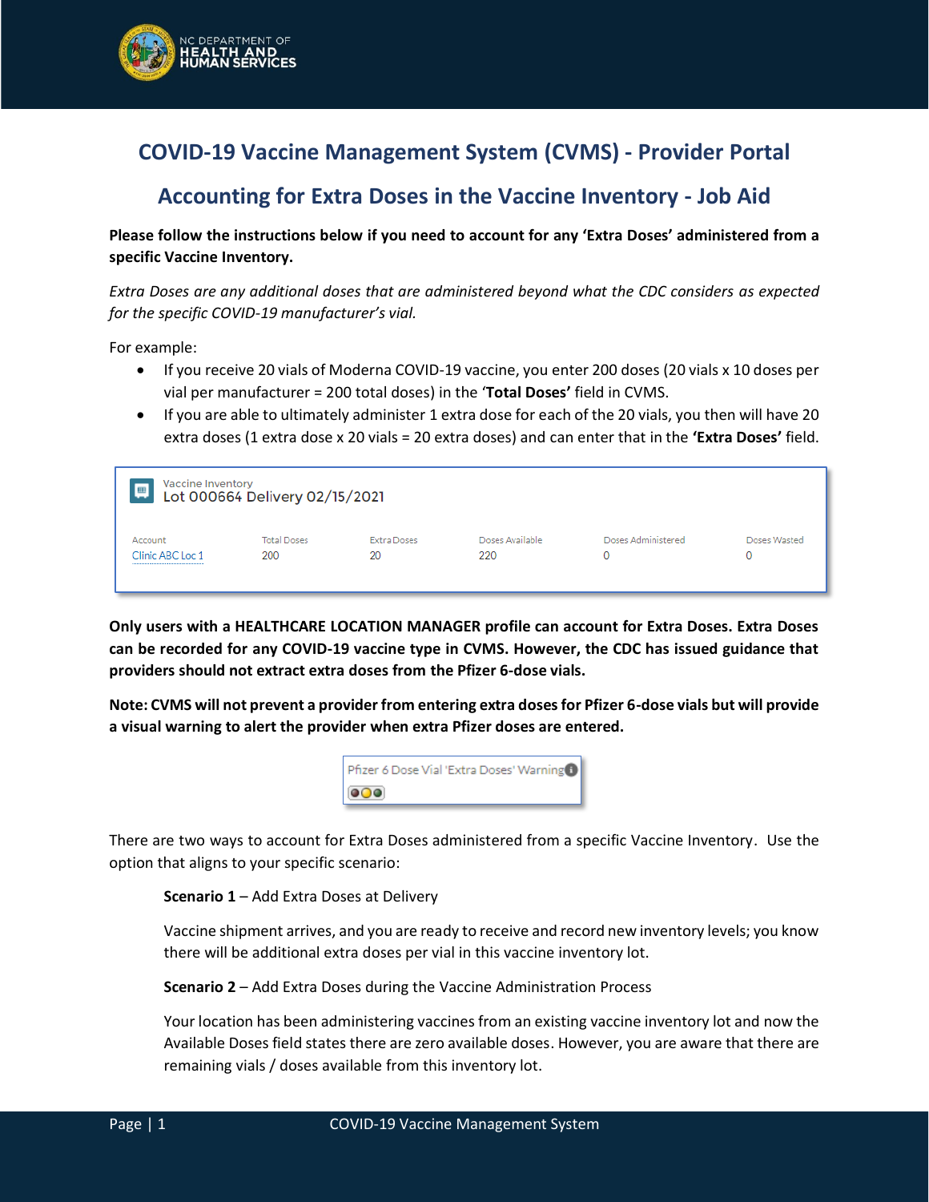# COVID-19 Vaccine Management System (CVMS) - Provider Portal

## Accounting for Extra Doses in the Vaccine Inventory - Job Aid

**Please follow the instructions below if you need to account for any 'Extra Doses' administered from a specific Vaccine Inventory.**

*Extra Doses are any additional doses that are administered beyond what the CDC considers as expected for the specific COVID-19 manufacturer's vial.*

For example:

- If you receive 20 vials of Moderna COVID-19 vaccine, you enter 200 doses (20 vials x 10 doses per vial per manufacturer = 200 total doses) in the '**Total Doses'** field in CVMS.
- If you are able to ultimately administer 1 extra dose for each of the 20 vials, you then will have 20 extra doses (1 extra dose x 20 vials = 20 extra doses) and can enter that in the **'Extra Doses'** field.

Vaccine Inventory
Lot 000664 Delivery 02/15/2021

| Account | Total Doses | Extra Doses | Doses Available | Doses Administered | Doses Wasted |
|---|---|---|---|---|---|
| Clinic ABC Loc 1 | 200 | 20 | 220 | 0 | 0 |

**Only users with a HEALTHCARE LOCATION MANAGER profile can account for Extra Doses. Extra Doses can be recorded for any COVID-19 vaccine type in CVMS. However, the CDC has issued guidance that providers should not extract extra doses from the Pfizer 6-dose vials.**

**Note: CVMS will not prevent a provider from entering extra doses for Pfizer 6-dose vials but will provide a visual warning to alert the provider when extra Pfizer doses are entered.**

Pfizer 6 Dose Vial 'Extra Doses' Warning

There are two ways to account for Extra Doses administered from a specific Vaccine Inventory. Use the option that aligns to your specific scenario:

**Scenario 1** – Add Extra Doses at Delivery

Vaccine shipment arrives, and you are ready to receive and record new inventory levels; you know there will be additional extra doses per vial in this vaccine inventory lot.

**Scenario 2** – Add Extra Doses during the Vaccine Administration Process

Your location has been administering vaccines from an existing vaccine inventory lot and now the Available Doses field states there are zero available doses. However, you are aware that there are remaining vials / doses available from this inventory lot.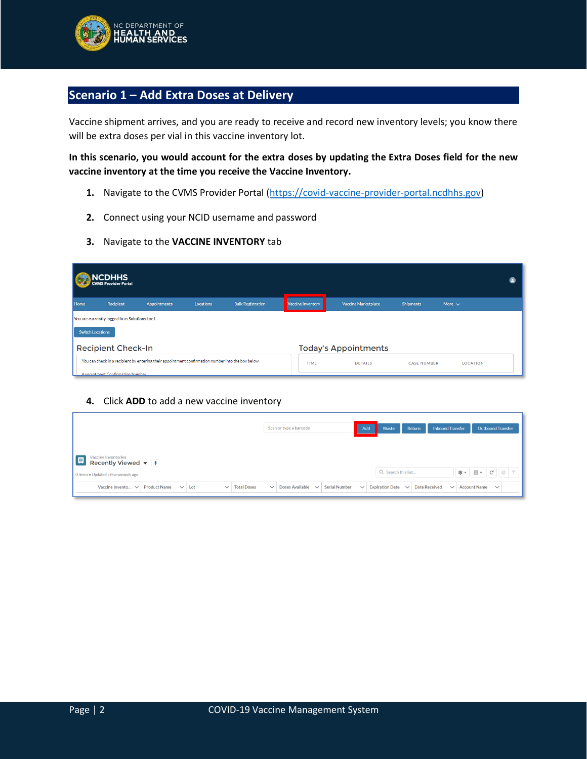## Scenario 1 – Add Extra Doses at Delivery

Vaccine shipment arrives, and you are ready to receive and record new inventory levels; you know there will be extra doses per vial in this vaccine inventory lot.

**In this scenario, you would account for the extra doses by updating the Extra Doses field for the new vaccine inventory at the time you receive the Vaccine Inventory.**

1. Navigate to the CVMS Provider Portal (https://covid-vaccine-provider-portal.ncdhhs.gov)
2. Connect using your NCID username and password
3. Navigate to the **VACCINE INVENTORY** tab
4. Click **ADD** to add a new vaccine inventory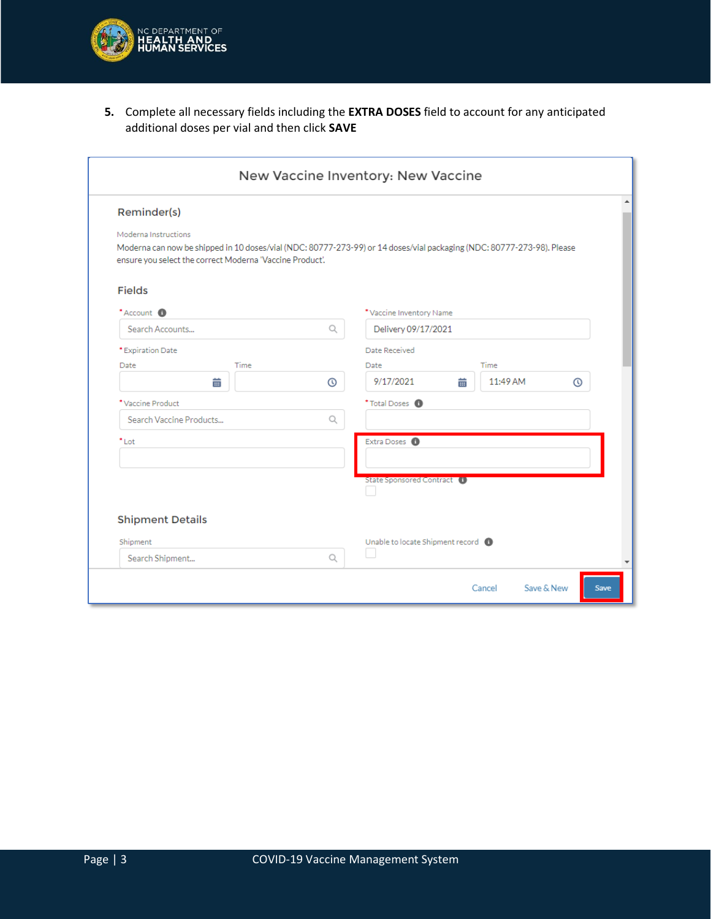5. Complete all necessary fields including the **EXTRA DOSES** field to account for any anticipated additional doses per vial and then click **SAVE**

New Vaccine Inventory: New Vaccine

Reminder(s)

Moderna Instructions

Moderna can now be shipped in 10 doses/vial (NDC: 80777-273-99) or 14 doses/vial packaging (NDC: 80777-273-98). Please ensure you select the correct Moderna 'Vaccine Product'.

Fields

*Account: Search Accounts...

*Vaccine Inventory Name: Delivery 09/17/2021

*Expiration Date — Date, Time

Date Received — Date: 9/17/2021, Time: 11:49 AM

*Vaccine Product: Search Vaccine Products...

*Total Doses

*Lot

Extra Doses

State Sponsored Contract

Shipment Details

Shipment: Search Shipment...

Unable to locate Shipment record

Cancel | Save & New | Save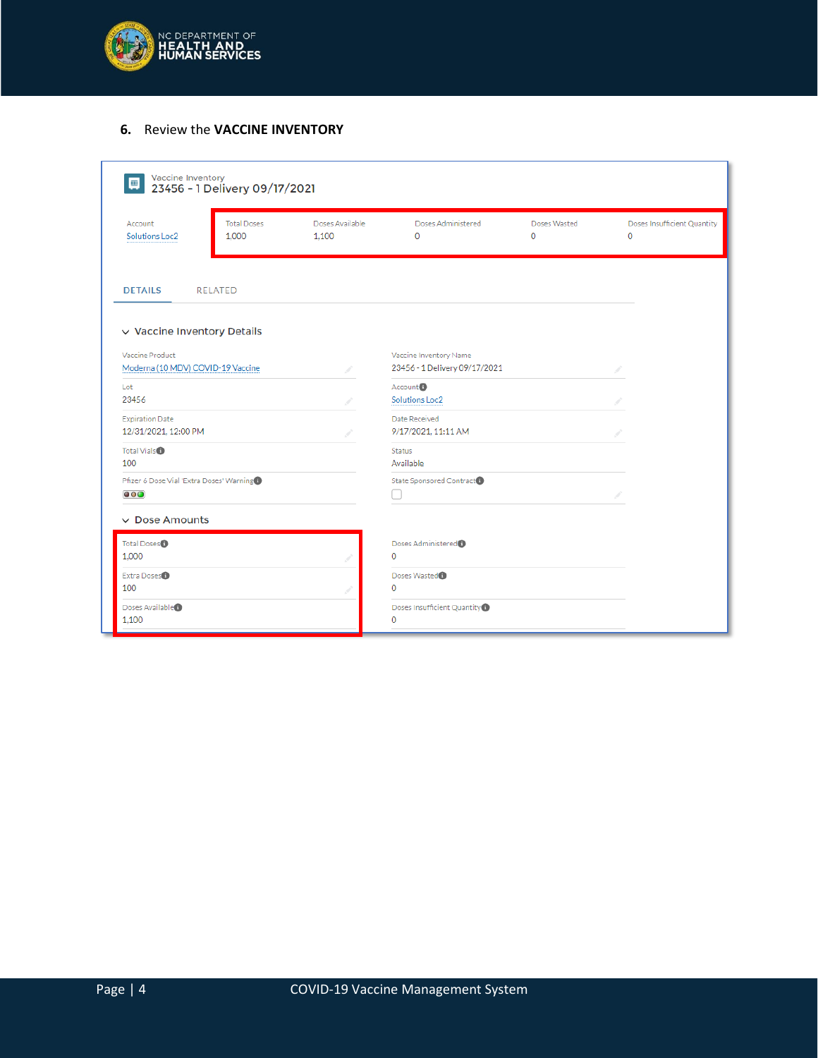6. Review the **VACCINE INVENTORY**

Vaccine Inventory
23456 - 1 Delivery 09/17/2021

| Account | Total Doses | Doses Available | Doses Administered | Doses Wasted | Doses Insufficient Quantity |
|---|---|---|---|---|---|
| Solutions Loc2 | 1,000 | 1,100 | 0 | 0 | 0 |

DETAILS RELATED

**Vaccine Inventory Details**

| | |
|---|---|
| Vaccine Product: Moderna (10 MDV) COVID-19 Vaccine | Vaccine Inventory Name: 23456 - 1 Delivery 09/17/2021 |
| Lot: 23456 | Account: Solutions Loc2 |
| Expiration Date: 12/31/2021, 12:00 PM | Date Received: 9/17/2021, 11:11 AM |
| Total Vials: 100 | Status: Available |
| Pfizer 6 Dose Vial 'Extra Doses' Warning | State Sponsored Contract |

**Dose Amounts**

| | |
|---|---|
| Total Doses: 1,000 | Doses Administered: 0 |
| Extra Doses: 100 | Doses Wasted: 0 |
| Doses Available: 1,100 | Doses Insufficient Quantity: 0 |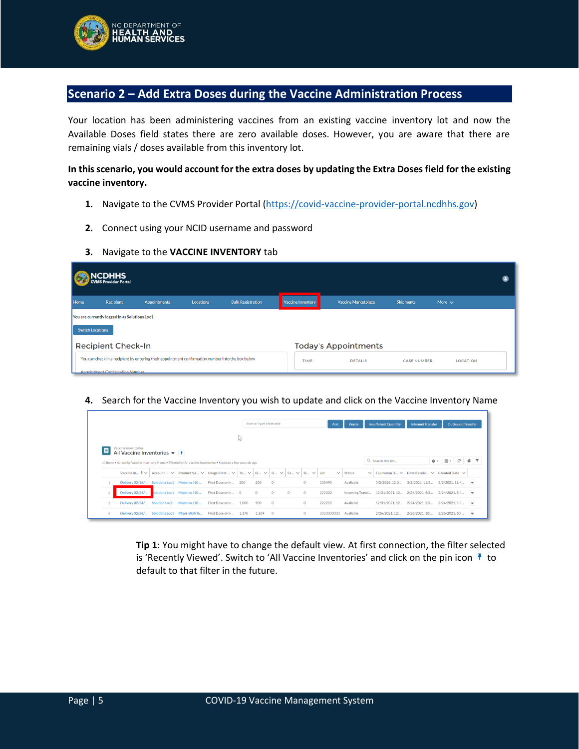## Scenario 2 – Add Extra Doses during the Vaccine Administration Process

Your location has been administering vaccines from an existing vaccine inventory lot and now the Available Doses field states there are zero available doses. However, you are aware that there are remaining vials / doses available from this inventory lot.

**In this scenario, you would account for the extra doses by updating the Extra Doses field for the existing vaccine inventory.**

1. Navigate to the CVMS Provider Portal (https://covid-vaccine-provider-portal.ncdhhs.gov)
2. Connect using your NCID username and password
3. Navigate to the **VACCINE INVENTORY** tab
4. Search for the Vaccine Inventory you wish to update and click on the Vaccine Inventory Name

**Tip 1**: You might have to change the default view. At first connection, the filter selected is 'Recently Viewed'. Switch to 'All Vaccine Inventories' and click on the pin icon to default to that filter in the future.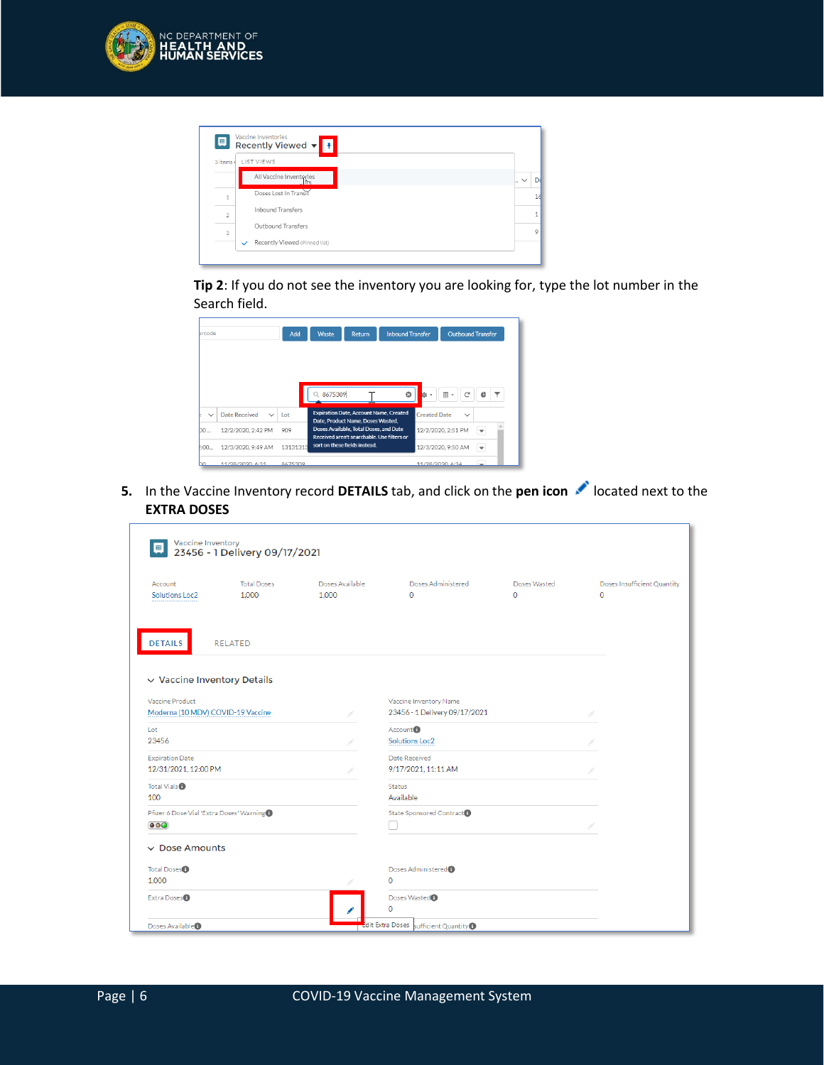**Tip 2**: If you do not see the inventory you are looking for, type the lot number in the Search field.

5. In the Vaccine Inventory record **DETAILS** tab, and click on the **pen icon** located next to the **EXTRA DOSES**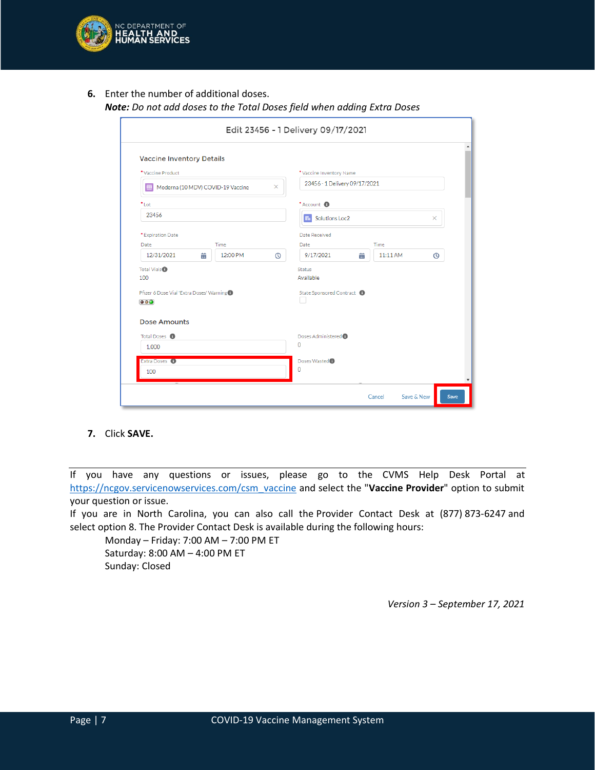6. Enter the number of additional doses.
   ***Note:*** *Do not add doses to the Total Doses field when adding Extra Doses*

7. Click **SAVE.**

If you have any questions or issues, please go to the CVMS Help Desk Portal at https://ncgov.servicenowservices.com/csm_vaccine and select the "**Vaccine Provider**" option to submit your question or issue.

If you are in North Carolina, you can also call the Provider Contact Desk at (877) 873-6247 and select option 8. The Provider Contact Desk is available during the following hours:

Monday – Friday: 7:00 AM – 7:00 PM ET
Saturday: 8:00 AM – 4:00 PM ET
Sunday: Closed

*Version 3 – September 17, 2021*